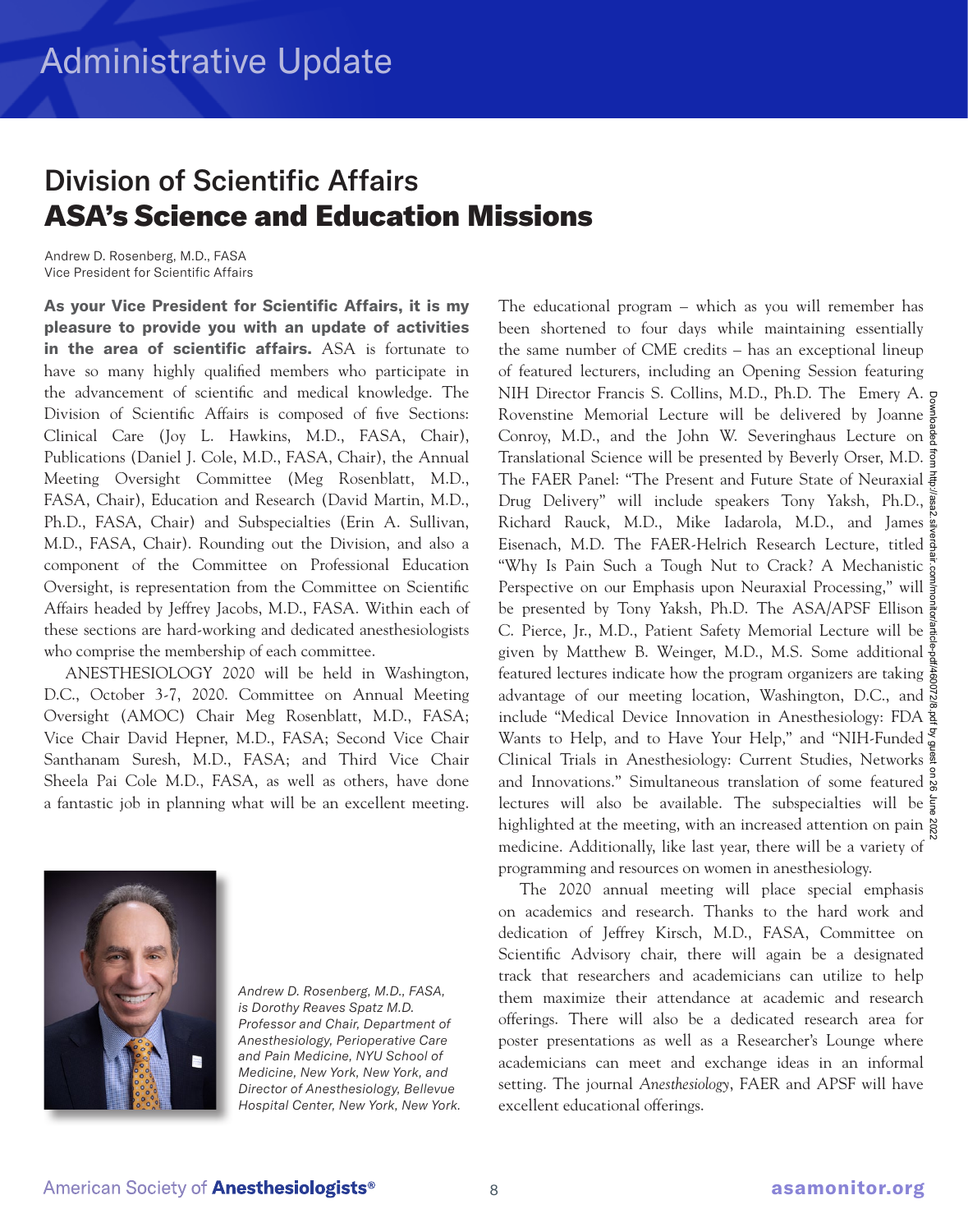# Administrative Update

## Division of Scientific Affairs
## ASA's Science and Education Missions

Andrew D. Rosenberg, M.D., FASA
Vice President for Scientific Affairs

**As your Vice President for Scientific Affairs, it is my pleasure to provide you with an update of activities in the area of scientific affairs.** ASA is fortunate to have so many highly qualified members who participate in the advancement of scientific and medical knowledge. The Division of Scientific Affairs is composed of five Sections: Clinical Care (Joy L. Hawkins, M.D., FASA, Chair), Publications (Daniel J. Cole, M.D., FASA, Chair), the Annual Meeting Oversight Committee (Meg Rosenblatt, M.D., FASA, Chair), Education and Research (David Martin, M.D., Ph.D., FASA, Chair) and Subspecialties (Erin A. Sullivan, M.D., FASA, Chair). Rounding out the Division, and also a component of the Committee on Professional Education Oversight, is representation from the Committee on Scientific Affairs headed by Jeffrey Jacobs, M.D., FASA. Within each of these sections are hard-working and dedicated anesthesiologists who comprise the membership of each committee.

ANESTHESIOLOGY 2020 will be held in Washington, D.C., October 3-7, 2020. Committee on Annual Meeting Oversight (AMOC) Chair Meg Rosenblatt, M.D., FASA; Vice Chair David Hepner, M.D., FASA; Second Vice Chair Santhanam Suresh, M.D., FASA; and Third Vice Chair Sheela Pai Cole M.D., FASA, as well as others, have done a fantastic job in planning what will be an excellent meeting.

*Andrew D. Rosenberg, M.D., FASA, is Dorothy Reaves Spatz M.D. Professor and Chair, Department of Anesthesiology, Perioperative Care and Pain Medicine, NYU School of Medicine, New York, New York, and Director of Anesthesiology, Bellevue Hospital Center, New York, New York.*

The educational program – which as you will remember has been shortened to four days while maintaining essentially the same number of CME credits – has an exceptional lineup of featured lecturers, including an Opening Session featuring NIH Director Francis S. Collins, M.D., Ph.D. The Emery A. Rovenstine Memorial Lecture will be delivered by Joanne Conroy, M.D., and the John W. Severinghaus Lecture on Translational Science will be presented by Beverly Orser, M.D. The FAER Panel: "The Present and Future State of Neuraxial Drug Delivery" will include speakers Tony Yaksh, Ph.D., Richard Rauck, M.D., Mike Iadarola, M.D., and James Eisenach, M.D. The FAER-Helrich Research Lecture, titled "Why Is Pain Such a Tough Nut to Crack? A Mechanistic Perspective on our Emphasis upon Neuraxial Processing," will be presented by Tony Yaksh, Ph.D. The ASA/APSF Ellison C. Pierce, Jr., M.D., Patient Safety Memorial Lecture will be given by Matthew B. Weinger, M.D., M.S. Some additional featured lectures indicate how the program organizers are taking advantage of our meeting location, Washington, D.C., and include "Medical Device Innovation in Anesthesiology: FDA Wants to Help, and to Have Your Help," and "NIH-Funded Clinical Trials in Anesthesiology: Current Studies, Networks and Innovations." Simultaneous translation of some featured lectures will also be available. The subspecialties will be highlighted at the meeting, with an increased attention on pain medicine. Additionally, like last year, there will be a variety of programming and resources on women in anesthesiology.

The 2020 annual meeting will place special emphasis on academics and research. Thanks to the hard work and dedication of Jeffrey Kirsch, M.D., FASA, Committee on Scientific Advisory chair, there will again be a designated track that researchers and academicians can utilize to help them maximize their attendance at academic and research offerings. There will also be a dedicated research area for poster presentations as well as a Researcher's Lounge where academicians can meet and exchange ideas in an informal setting. The journal *Anesthesiology*, FAER and APSF will have excellent educational offerings.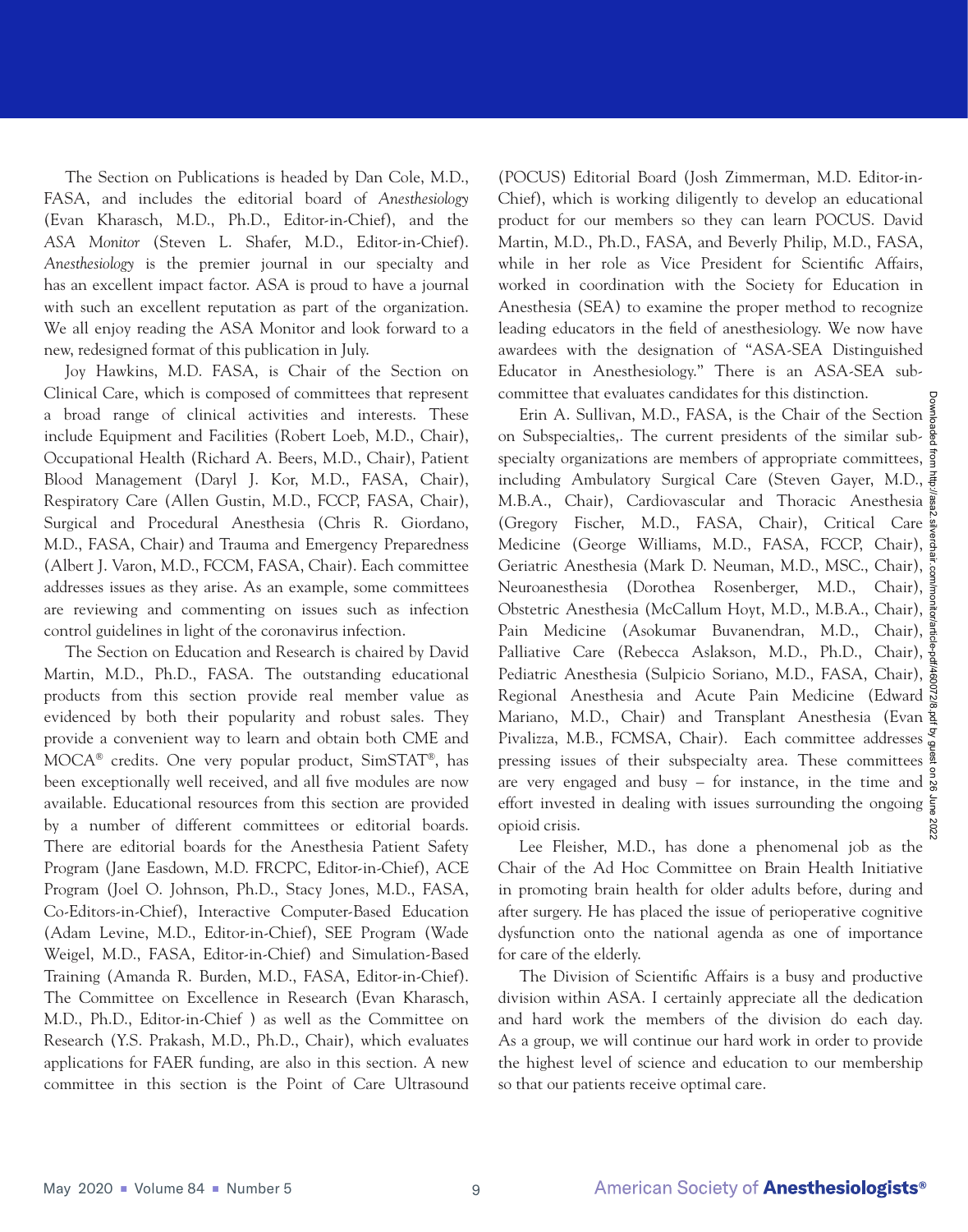The Section on Publications is headed by Dan Cole, M.D., FASA, and includes the editorial board of *Anesthesiology* (Evan Kharasch, M.D., Ph.D., Editor-in-Chief), and the *ASA Monitor* (Steven L. Shafer, M.D., Editor-in-Chief). *Anesthesiology* is the premier journal in our specialty and has an excellent impact factor. ASA is proud to have a journal with such an excellent reputation as part of the organization. We all enjoy reading the ASA Monitor and look forward to a new, redesigned format of this publication in July.

Joy Hawkins, M.D. FASA, is Chair of the Section on Clinical Care, which is composed of committees that represent a broad range of clinical activities and interests. These include Equipment and Facilities (Robert Loeb, M.D., Chair), Occupational Health (Richard A. Beers, M.D., Chair), Patient Blood Management (Daryl J. Kor, M.D., FASA, Chair), Respiratory Care (Allen Gustin, M.D., FCCP, FASA, Chair), Surgical and Procedural Anesthesia (Chris R. Giordano, M.D., FASA, Chair) and Trauma and Emergency Preparedness (Albert J. Varon, M.D., FCCM, FASA, Chair). Each committee addresses issues as they arise. As an example, some committees are reviewing and commenting on issues such as infection control guidelines in light of the coronavirus infection.

The Section on Education and Research is chaired by David Martin, M.D., Ph.D., FASA. The outstanding educational products from this section provide real member value as evidenced by both their popularity and robust sales. They provide a convenient way to learn and obtain both CME and MOCA® credits. One very popular product, SimSTAT®, has been exceptionally well received, and all five modules are now available. Educational resources from this section are provided by a number of different committees or editorial boards. There are editorial boards for the Anesthesia Patient Safety Program (Jane Easdown, M.D. FRCPC, Editor-in-Chief), ACE Program (Joel O. Johnson, Ph.D., Stacy Jones, M.D., FASA, Co-Editors-in-Chief), Interactive Computer-Based Education (Adam Levine, M.D., Editor-in-Chief), SEE Program (Wade Weigel, M.D., FASA, Editor-in-Chief) and Simulation-Based Training (Amanda R. Burden, M.D., FASA, Editor-in-Chief). The Committee on Excellence in Research (Evan Kharasch, M.D., Ph.D., Editor-in-Chief ) as well as the Committee on Research (Y.S. Prakash, M.D., Ph.D., Chair), which evaluates applications for FAER funding, are also in this section. A new committee in this section is the Point of Care Ultrasound (POCUS) Editorial Board (Josh Zimmerman, M.D. Editor-in-Chief), which is working diligently to develop an educational product for our members so they can learn POCUS. David Martin, M.D., Ph.D., FASA, and Beverly Philip, M.D., FASA, while in her role as Vice President for Scientific Affairs, worked in coordination with the Society for Education in Anesthesia (SEA) to examine the proper method to recognize leading educators in the field of anesthesiology. We now have awardees with the designation of "ASA-SEA Distinguished Educator in Anesthesiology." There is an ASA-SEA sub-committee that evaluates candidates for this distinction.

Erin A. Sullivan, M.D., FASA, is the Chair of the Section on Subspecialties,. The current presidents of the similar sub-specialty organizations are members of appropriate committees, including Ambulatory Surgical Care (Steven Gayer, M.D., M.B.A., Chair), Cardiovascular and Thoracic Anesthesia (Gregory Fischer, M.D., FASA, Chair), Critical Care Medicine (George Williams, M.D., FASA, FCCP, Chair), Geriatric Anesthesia (Mark D. Neuman, M.D., MSC., Chair), Neuroanesthesia (Dorothea Rosenberger, M.D., Chair), Obstetric Anesthesia (McCallum Hoyt, M.D., M.B.A., Chair), Pain Medicine (Asokumar Buvanendran, M.D., Chair), Palliative Care (Rebecca Aslakson, M.D., Ph.D., Chair), Pediatric Anesthesia (Sulpicio Soriano, M.D., FASA, Chair), Regional Anesthesia and Acute Pain Medicine (Edward Mariano, M.D., Chair) and Transplant Anesthesia (Evan Pivalizza, M.B., FCMSA, Chair). Each committee addresses pressing issues of their subspecialty area. These committees are very engaged and busy – for instance, in the time and effort invested in dealing with issues surrounding the ongoing opioid crisis.

Lee Fleisher, M.D., has done a phenomenal job as the Chair of the Ad Hoc Committee on Brain Health Initiative in promoting brain health for older adults before, during and after surgery. He has placed the issue of perioperative cognitive dysfunction onto the national agenda as one of importance for care of the elderly.

The Division of Scientific Affairs is a busy and productive division within ASA. I certainly appreciate all the dedication and hard work the members of the division do each day. As a group, we will continue our hard work in order to provide the highest level of science and education to our membership so that our patients receive optimal care.